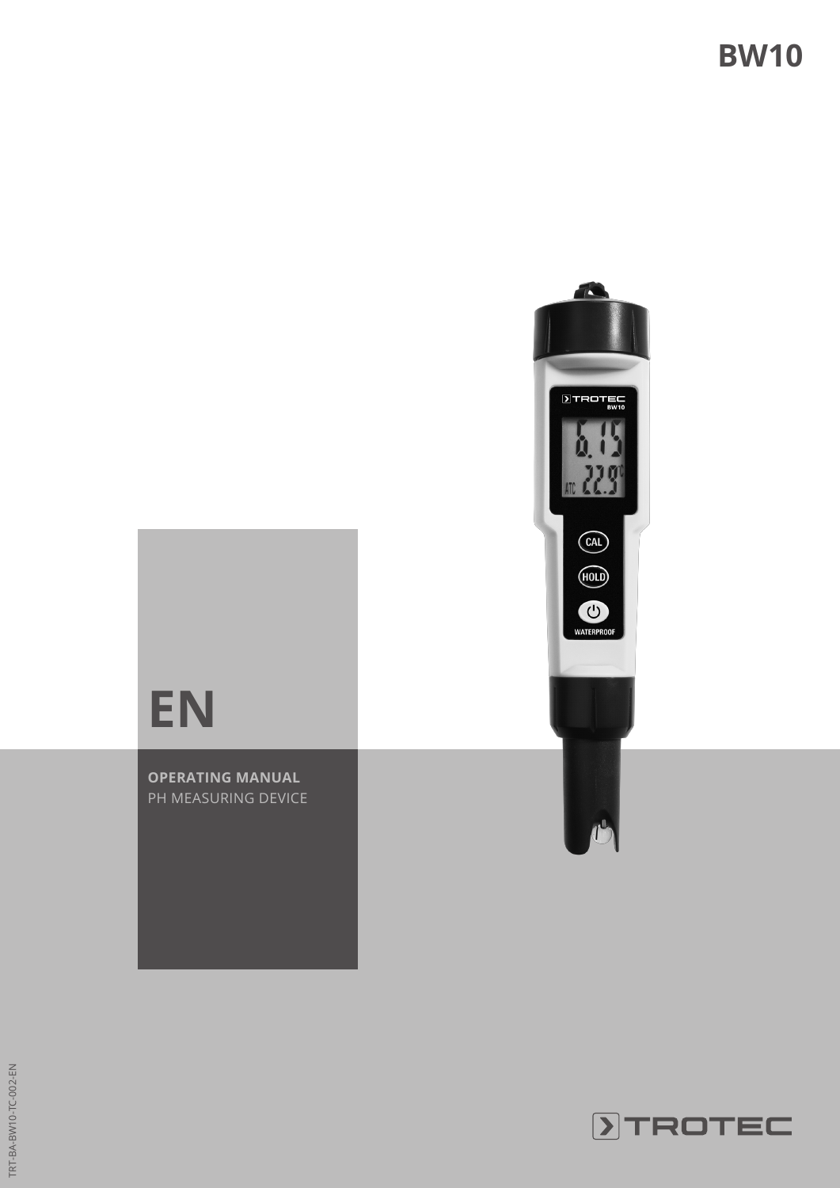# BW10

# EN

**OPERATING MANUAL**
PH MEASURING DEVICE

TRT-BA-BW10-TC-002-EN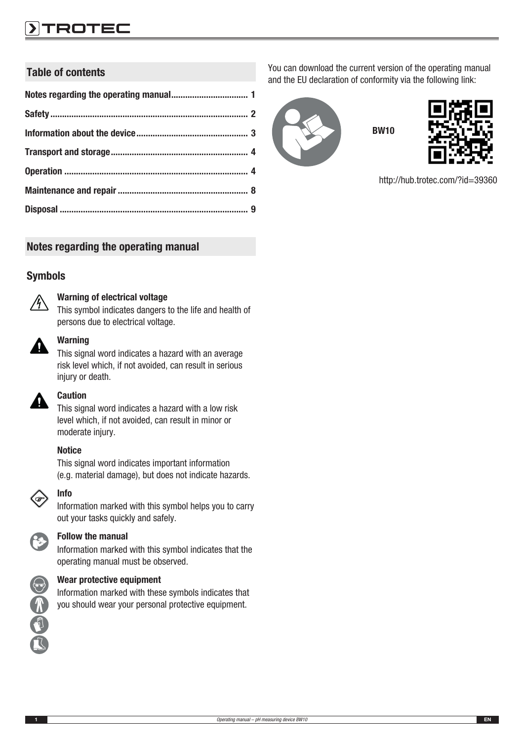## Table of contents

Notes regarding the operating manual ................................ 1

Safety ................................................................................ 2

Information about the device ............................................... 3

Transport and storage .......................................................... 4

Operation ............................................................................ 4

Maintenance and repair ........................................................ 8

Disposal ............................................................................... 9

## Notes regarding the operating manual

### Symbols

**Warning of electrical voltage**
This symbol indicates dangers to the life and health of persons due to electrical voltage.

**Warning**
This signal word indicates a hazard with an average risk level which, if not avoided, can result in serious injury or death.

**Caution**
This signal word indicates a hazard with a low risk level which, if not avoided, can result in minor or moderate injury.

**Notice**
This signal word indicates important information (e.g. material damage), but does not indicate hazards.

**Info**
Information marked with this symbol helps you to carry out your tasks quickly and safely.

**Follow the manual**
Information marked with this symbol indicates that the operating manual must be observed.

**Wear protective equipment**
Information marked with these symbols indicates that you should wear your personal protective equipment.

You can download the current version of the operating manual and the EU declaration of conformity via the following link:

**BW10**

http://hub.trotec.com/?id=39360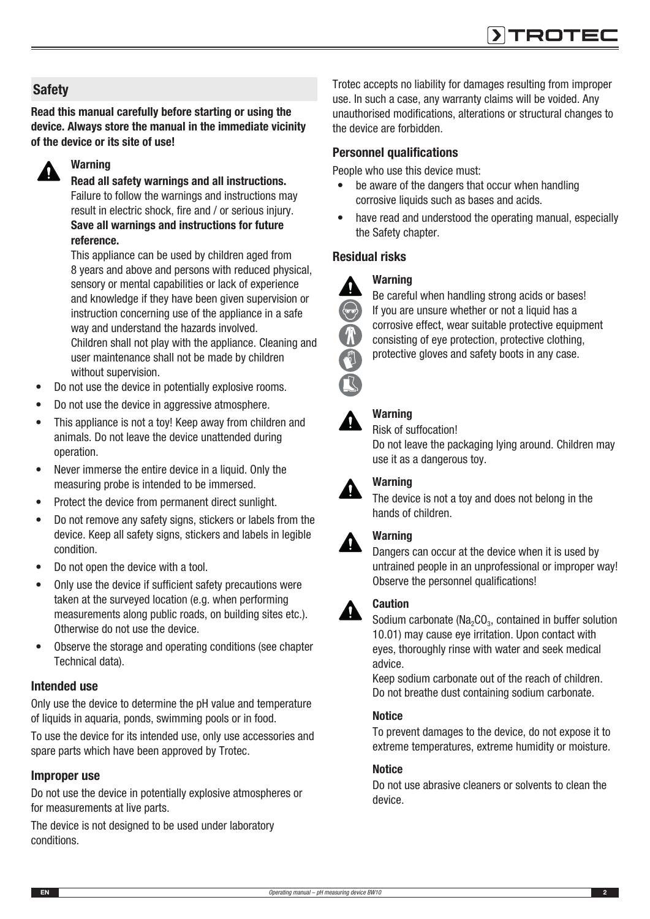## Safety

**Read this manual carefully before starting or using the device. Always store the manual in the immediate vicinity of the device or its site of use!**

**Warning**

**Read all safety warnings and all instructions.** Failure to follow the warnings and instructions may result in electric shock, fire and / or serious injury. **Save all warnings and instructions for future reference.**

This appliance can be used by children aged from 8 years and above and persons with reduced physical, sensory or mental capabilities or lack of experience and knowledge if they have been given supervision or instruction concerning use of the appliance in a safe way and understand the hazards involved. Children shall not play with the appliance. Cleaning and user maintenance shall not be made by children without supervision.

- Do not use the device in potentially explosive rooms.
- Do not use the device in aggressive atmosphere.
- This appliance is not a toy! Keep away from children and animals. Do not leave the device unattended during operation.
- Never immerse the entire device in a liquid. Only the measuring probe is intended to be immersed.
- Protect the device from permanent direct sunlight.
- Do not remove any safety signs, stickers or labels from the device. Keep all safety signs, stickers and labels in legible condition.
- Do not open the device with a tool.
- Only use the device if sufficient safety precautions were taken at the surveyed location (e.g. when performing measurements along public roads, on building sites etc.). Otherwise do not use the device.
- Observe the storage and operating conditions (see chapter Technical data).

### Intended use

Only use the device to determine the pH value and temperature of liquids in aquaria, ponds, swimming pools or in food.

To use the device for its intended use, only use accessories and spare parts which have been approved by Trotec.

### Improper use

Do not use the device in potentially explosive atmospheres or for measurements at live parts.

The device is not designed to be used under laboratory conditions.

Trotec accepts no liability for damages resulting from improper use. In such a case, any warranty claims will be voided. Any unauthorised modifications, alterations or structural changes to the device are forbidden.

### Personnel qualifications

People who use this device must:

- be aware of the dangers that occur when handling corrosive liquids such as bases and acids.
- have read and understood the operating manual, especially the Safety chapter.

### Residual risks

**Warning**

Be careful when handling strong acids or bases! If you are unsure whether or not a liquid has a corrosive effect, wear suitable protective equipment consisting of eye protection, protective clothing, protective gloves and safety boots in any case.

**Warning**

Risk of suffocation!

Do not leave the packaging lying around. Children may use it as a dangerous toy.

**Warning**

The device is not a toy and does not belong in the hands of children.

**Warning**

Dangers can occur at the device when it is used by untrained people in an unprofessional or improper way! Observe the personnel qualifications!

**Caution**

Sodium carbonate ($Na_2CO_3$, contained in buffer solution 10.01) may cause eye irritation. Upon contact with eyes, thoroughly rinse with water and seek medical advice.

Keep sodium carbonate out of the reach of children. Do not breathe dust containing sodium carbonate.

**Notice**

To prevent damages to the device, do not expose it to extreme temperatures, extreme humidity or moisture.

**Notice**

Do not use abrasive cleaners or solvents to clean the device.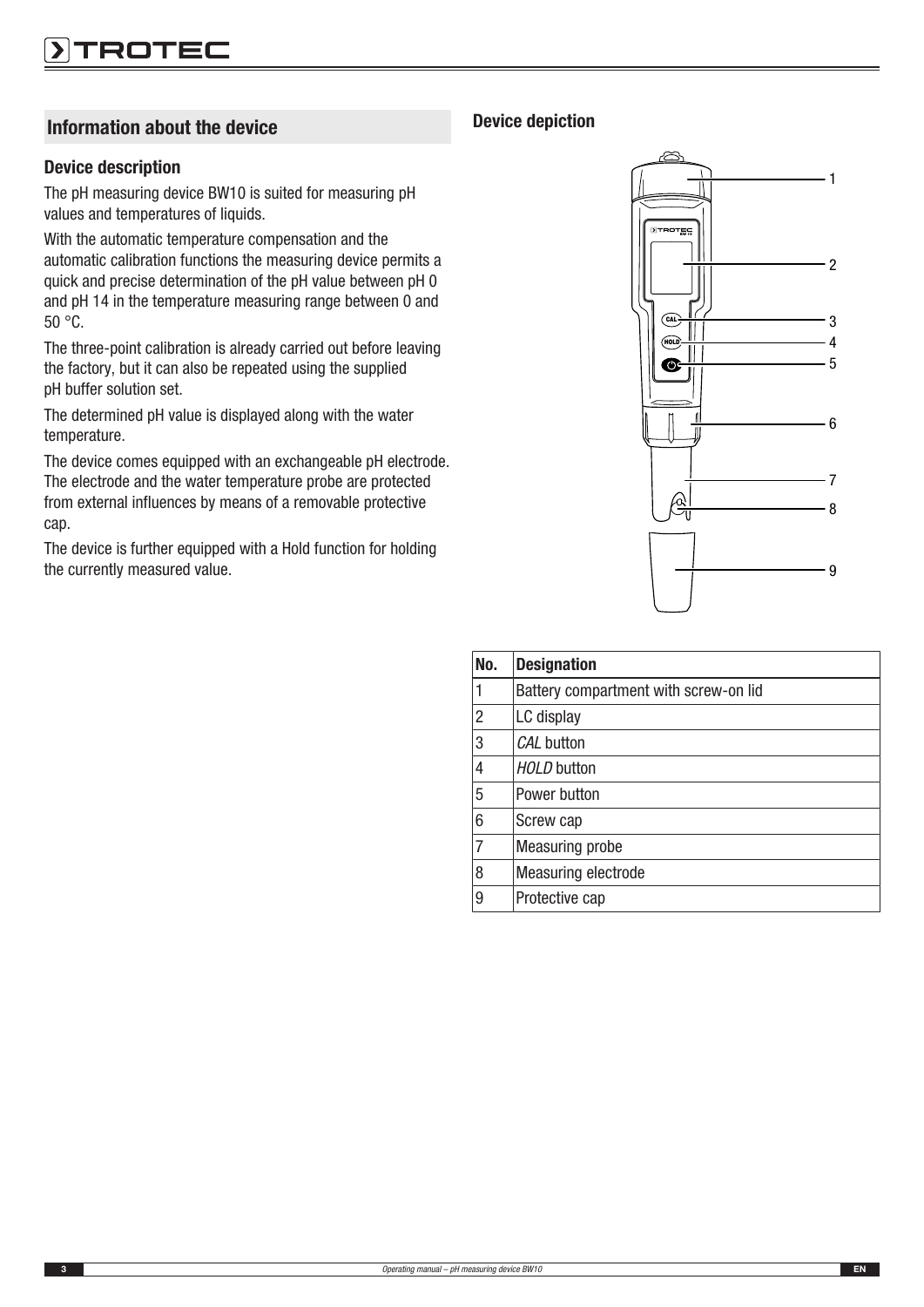## Information about the device

### Device description

The pH measuring device BW10 is suited for measuring pH values and temperatures of liquids.

With the automatic temperature compensation and the automatic calibration functions the measuring device permits a quick and precise determination of the pH value between pH 0 and pH 14 in the temperature measuring range between 0 and 50 °C.

The three-point calibration is already carried out before leaving the factory, but it can also be repeated using the supplied pH buffer solution set.

The determined pH value is displayed along with the water temperature.

The device comes equipped with an exchangeable pH electrode. The electrode and the water temperature probe are protected from external influences by means of a removable protective cap.

The device is further equipped with a Hold function for holding the currently measured value.

### Device depiction

| No. | Designation |
|---|---|
| 1 | Battery compartment with screw-on lid |
| 2 | LC display |
| 3 | *CAL* button |
| 4 | *HOLD* button |
| 5 | Power button |
| 6 | Screw cap |
| 7 | Measuring probe |
| 8 | Measuring electrode |
| 9 | Protective cap |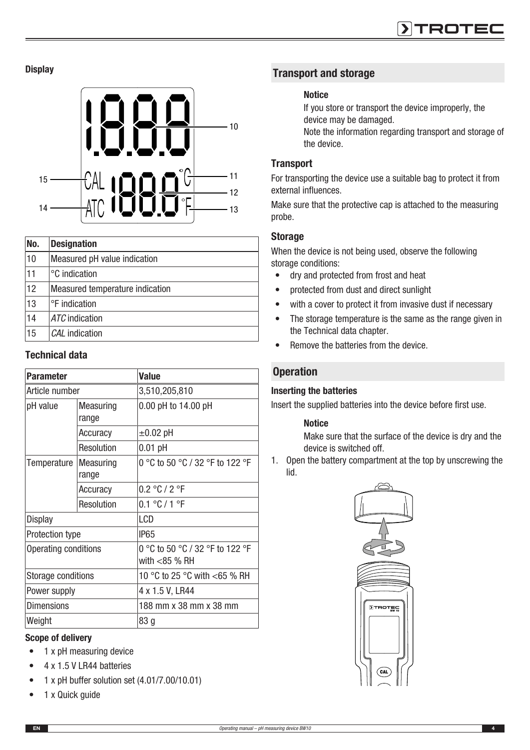### Display

| No. | Designation |
|---|---|
| 10 | Measured pH value indication |
| 11 | °C indication |
| 12 | Measured temperature indication |
| 13 | °F indication |
| 14 | *ATC* indication |
| 15 | *CAL* indication |

### Technical data

| Parameter | | Value |
|---|---|---|
| Article number | | 3,510,205,810 |
| pH value | Measuring range | 0.00 pH to 14.00 pH |
| | Accuracy | ±0.02 pH |
| | Resolution | 0.01 pH |
| Temperature | Measuring range | 0 °C to 50 °C / 32 °F to 122 °F |
| | Accuracy | 0.2 °C / 2 °F |
| | Resolution | 0.1 °C / 1 °F |
| Display | | LCD |
| Protection type | | IP65 |
| Operating conditions | | 0 °C to 50 °C / 32 °F to 122 °F with <85 % RH |
| Storage conditions | | 10 °C to 25 °C with <65 % RH |
| Power supply | | 4 x 1.5 V, LR44 |
| Dimensions | | 188 mm x 38 mm x 38 mm |
| Weight | | 83 g |

#### Scope of delivery

- 1 x pH measuring device
- 4 x 1.5 V LR44 batteries
- 1 x pH buffer solution set (4.01/7.00/10.01)
- 1 x Quick guide

## Transport and storage

**Notice**

If you store or transport the device improperly, the device may be damaged.
Note the information regarding transport and storage of the device.

### Transport

For transporting the device use a suitable bag to protect it from external influences.

Make sure that the protective cap is attached to the measuring probe.

### Storage

When the device is not being used, observe the following storage conditions:

- dry and protected from frost and heat
- protected from dust and direct sunlight
- with a cover to protect it from invasive dust if necessary
- The storage temperature is the same as the range given in the Technical data chapter.
- Remove the batteries from the device.

## Operation

#### Inserting the batteries

Insert the supplied batteries into the device before first use.

**Notice**

Make sure that the surface of the device is dry and the device is switched off.

1. Open the battery compartment at the top by unscrewing the lid.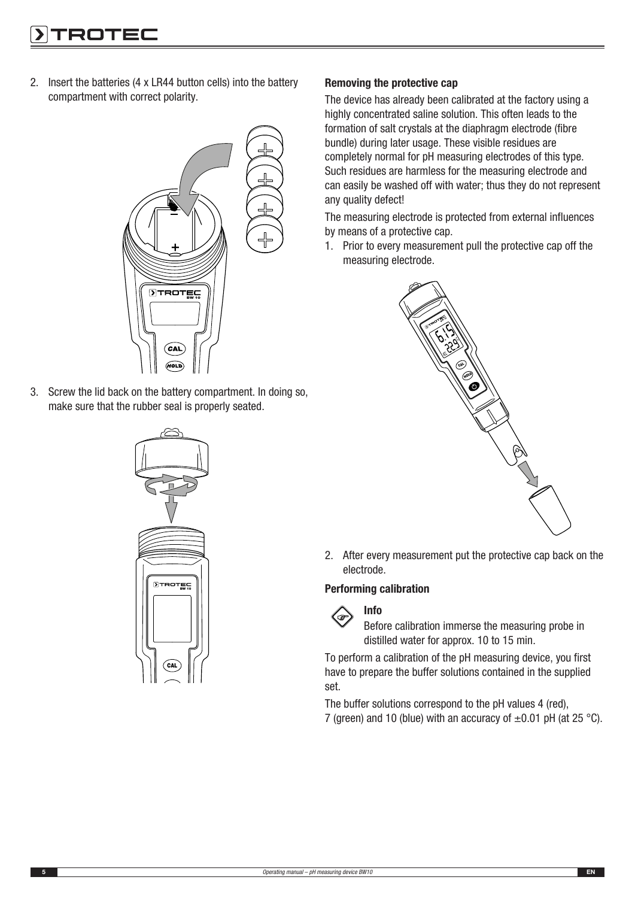2. Insert the batteries (4 x LR44 button cells) into the battery compartment with correct polarity.

3. Screw the lid back on the battery compartment. In doing so, make sure that the rubber seal is properly seated.

**Removing the protective cap**

The device has already been calibrated at the factory using a highly concentrated saline solution. This often leads to the formation of salt crystals at the diaphragm electrode (fibre bundle) during later usage. These visible residues are completely normal for pH measuring electrodes of this type. Such residues are harmless for the measuring electrode and can easily be washed off with water; thus they do not represent any quality defect!

The measuring electrode is protected from external influences by means of a protective cap.

1. Prior to every measurement pull the protective cap off the measuring electrode.

2. After every measurement put the protective cap back on the electrode.

**Performing calibration**

**Info**

Before calibration immerse the measuring probe in distilled water for approx. 10 to 15 min.

To perform a calibration of the pH measuring device, you first have to prepare the buffer solutions contained in the supplied set.

The buffer solutions correspond to the pH values 4 (red), 7 (green) and 10 (blue) with an accuracy of ±0.01 pH (at 25 °C).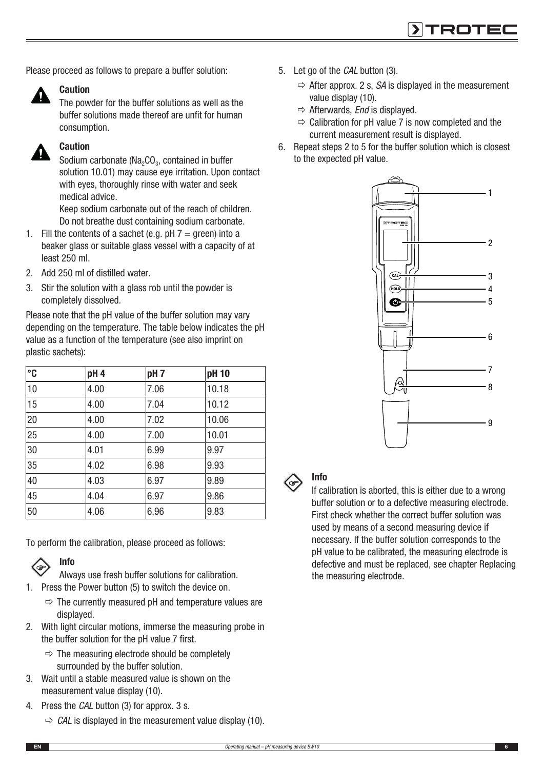Please proceed as follows to prepare a buffer solution:

**Caution**

The powder for the buffer solutions as well as the buffer solutions made thereof are unfit for human consumption.

**Caution**

Sodium carbonate ($Na_2CO_3$, contained in buffer solution 10.01) may cause eye irritation. Upon contact with eyes, thoroughly rinse with water and seek medical advice.

Keep sodium carbonate out of the reach of children.
Do not breathe dust containing sodium carbonate.

1. Fill the contents of a sachet (e.g. pH 7 = green) into a beaker glass or suitable glass vessel with a capacity of at least 250 ml.
2. Add 250 ml of distilled water.
3. Stir the solution with a glass rob until the powder is completely dissolved.

Please note that the pH value of the buffer solution may vary depending on the temperature. The table below indicates the pH value as a function of the temperature (see also imprint on plastic sachets):

| °C | pH 4 | pH 7 | pH 10 |
|---|---|---|---|
| 10 | 4.00 | 7.06 | 10.18 |
| 15 | 4.00 | 7.04 | 10.12 |
| 20 | 4.00 | 7.02 | 10.06 |
| 25 | 4.00 | 7.00 | 10.01 |
| 30 | 4.01 | 6.99 | 9.97 |
| 35 | 4.02 | 6.98 | 9.93 |
| 40 | 4.03 | 6.97 | 9.89 |
| 45 | 4.04 | 6.97 | 9.86 |
| 50 | 4.06 | 6.96 | 9.83 |

To perform the calibration, please proceed as follows:

**Info**

Always use fresh buffer solutions for calibration.

1. Press the Power button (5) to switch the device on.
   - ⇨ The currently measured pH and temperature values are displayed.
2. With light circular motions, immerse the measuring probe in the buffer solution for the pH value 7 first.
   - ⇨ The measuring electrode should be completely surrounded by the buffer solution.
3. Wait until a stable measured value is shown on the measurement value display (10).
4. Press the *CAL* button (3) for approx. 3 s.
   - ⇨ *CAL* is displayed in the measurement value display (10).
5. Let go of the *CAL* button (3).
   - ⇨ After approx. 2 s, *SA* is displayed in the measurement value display (10).
   - ⇨ Afterwards, *End* is displayed.
   - ⇨ Calibration for pH value 7 is now completed and the current measurement result is displayed.
6. Repeat steps 2 to 5 for the buffer solution which is closest to the expected pH value.

**Info**

If calibration is aborted, this is either due to a wrong buffer solution or to a defective measuring electrode. First check whether the correct buffer solution was used by means of a second measuring device if necessary. If the buffer solution corresponds to the pH value to be calibrated, the measuring electrode is defective and must be replaced, see chapter Replacing the measuring electrode.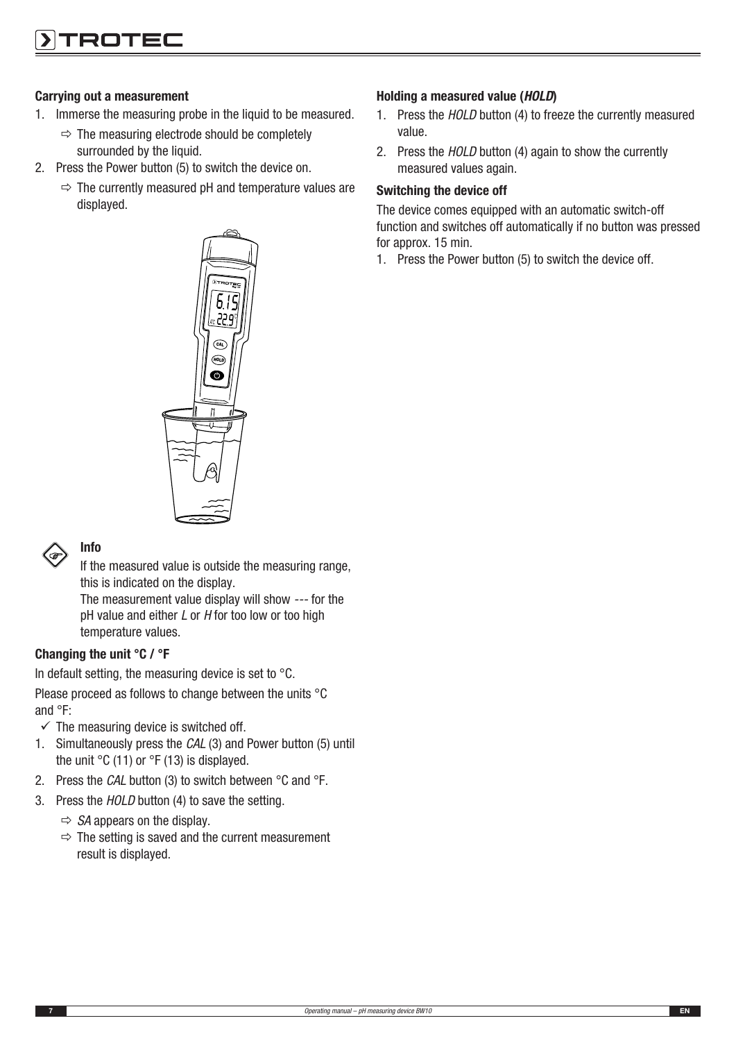#### Carrying out a measurement

1. Immerse the measuring probe in the liquid to be measured.
   - ⇨ The measuring electrode should be completely surrounded by the liquid.
2. Press the Power button (5) to switch the device on.
   - ⇨ The currently measured pH and temperature values are displayed.

> **Info**
>
> If the measured value is outside the measuring range, this is indicated on the display.
> The measurement value display will show --- for the pH value and either *L* or *H* for too low or too high temperature values.

#### Changing the unit °C / °F

In default setting, the measuring device is set to °C.

Please proceed as follows to change between the units °C and °F:

✓ The measuring device is switched off.

1. Simultaneously press the *CAL* (3) and Power button (5) until the unit °C (11) or °F (13) is displayed.
2. Press the *CAL* button (3) to switch between °C and °F.
3. Press the *HOLD* button (4) to save the setting.
   - ⇨ *SA* appears on the display.
   - ⇨ The setting is saved and the current measurement result is displayed.

#### Holding a measured value (*HOLD*)

1. Press the *HOLD* button (4) to freeze the currently measured value.
2. Press the *HOLD* button (4) again to show the currently measured values again.

#### Switching the device off

The device comes equipped with an automatic switch-off function and switches off automatically if no button was pressed for approx. 15 min.

1. Press the Power button (5) to switch the device off.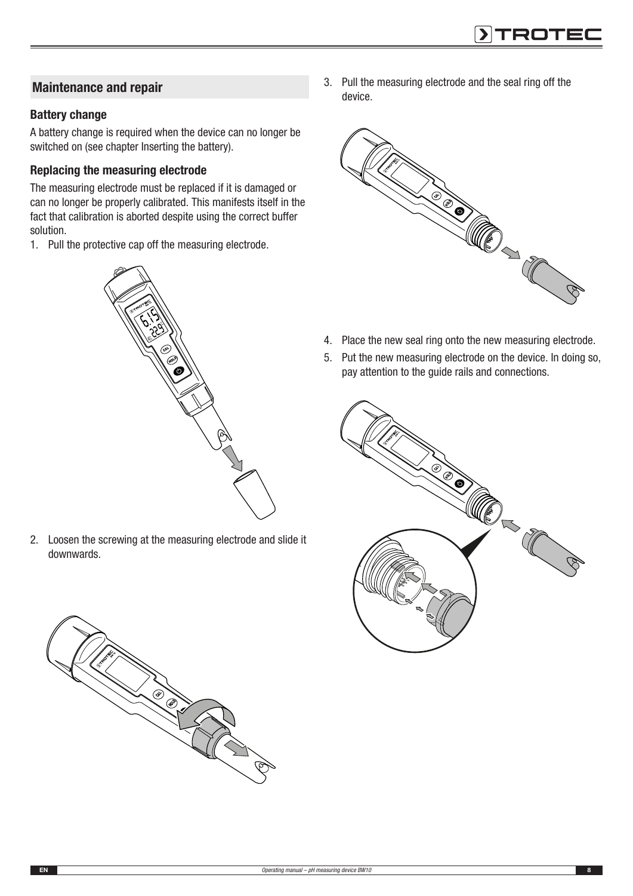## Maintenance and repair

### Battery change

A battery change is required when the device can no longer be switched on (see chapter Inserting the battery).

### Replacing the measuring electrode

The measuring electrode must be replaced if it is damaged or can no longer be properly calibrated. This manifests itself in the fact that calibration is aborted despite using the correct buffer solution.

1. Pull the protective cap off the measuring electrode.

2. Loosen the screwing at the measuring electrode and slide it downwards.

3. Pull the measuring electrode and the seal ring off the device.

4. Place the new seal ring onto the new measuring electrode.
5. Put the new measuring electrode on the device. In doing so, pay attention to the guide rails and connections.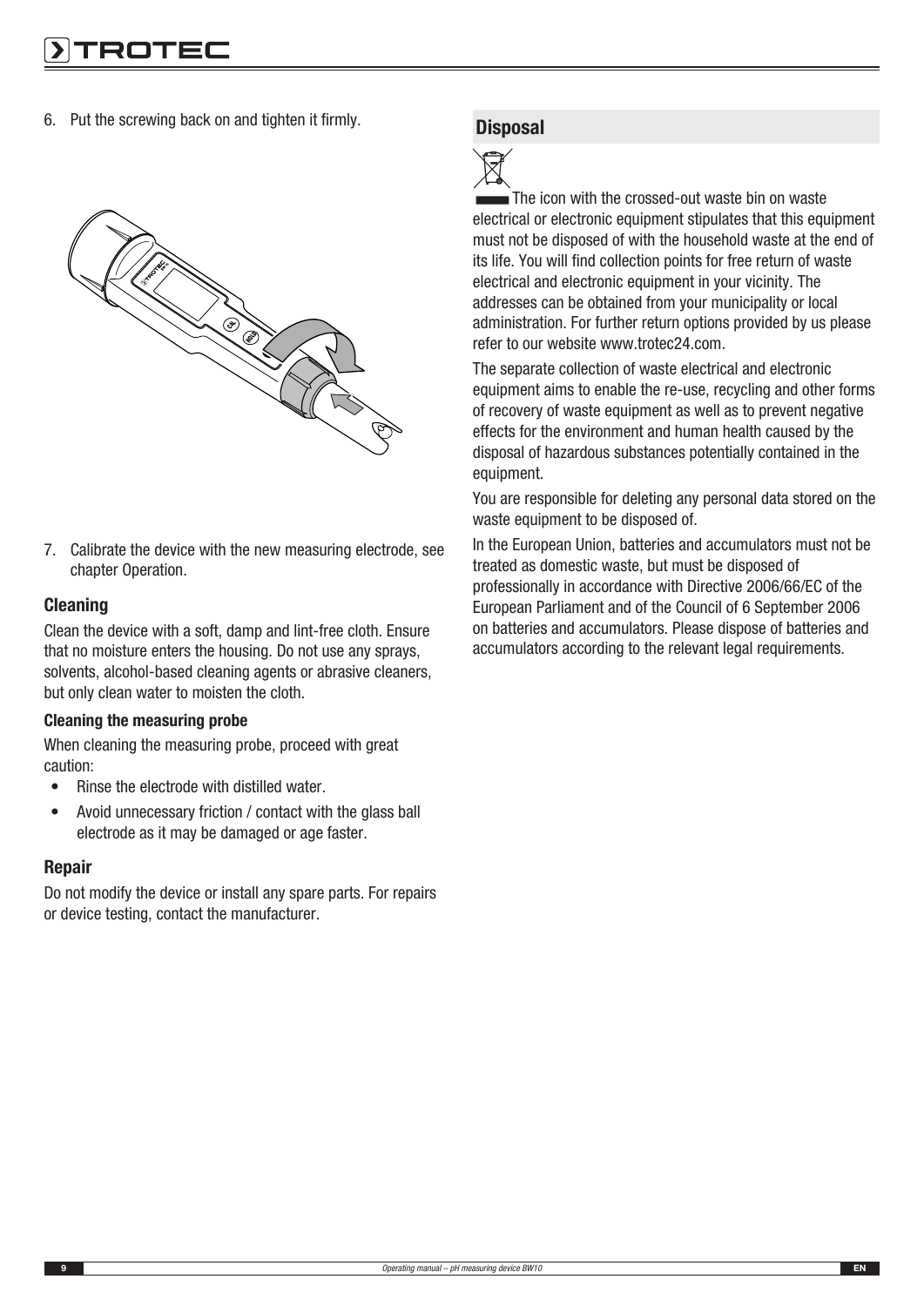6. Put the screwing back on and tighten it firmly.

7. Calibrate the device with the new measuring electrode, see chapter Operation.

### Cleaning

Clean the device with a soft, damp and lint-free cloth. Ensure that no moisture enters the housing. Do not use any sprays, solvents, alcohol-based cleaning agents or abrasive cleaners, but only clean water to moisten the cloth.

#### Cleaning the measuring probe

When cleaning the measuring probe, proceed with great caution:

- Rinse the electrode with distilled water.
- Avoid unnecessary friction / contact with the glass ball electrode as it may be damaged or age faster.

### Repair

Do not modify the device or install any spare parts. For repairs or device testing, contact the manufacturer.

## Disposal

The icon with the crossed-out waste bin on waste electrical or electronic equipment stipulates that this equipment must not be disposed of with the household waste at the end of its life. You will find collection points for free return of waste electrical and electronic equipment in your vicinity. The addresses can be obtained from your municipality or local administration. For further return options provided by us please refer to our website www.trotec24.com.

The separate collection of waste electrical and electronic equipment aims to enable the re-use, recycling and other forms of recovery of waste equipment as well as to prevent negative effects for the environment and human health caused by the disposal of hazardous substances potentially contained in the equipment.

You are responsible for deleting any personal data stored on the waste equipment to be disposed of.

In the European Union, batteries and accumulators must not be treated as domestic waste, but must be disposed of professionally in accordance with Directive 2006/66/EC of the European Parliament and of the Council of 6 September 2006 on batteries and accumulators. Please dispose of batteries and accumulators according to the relevant legal requirements.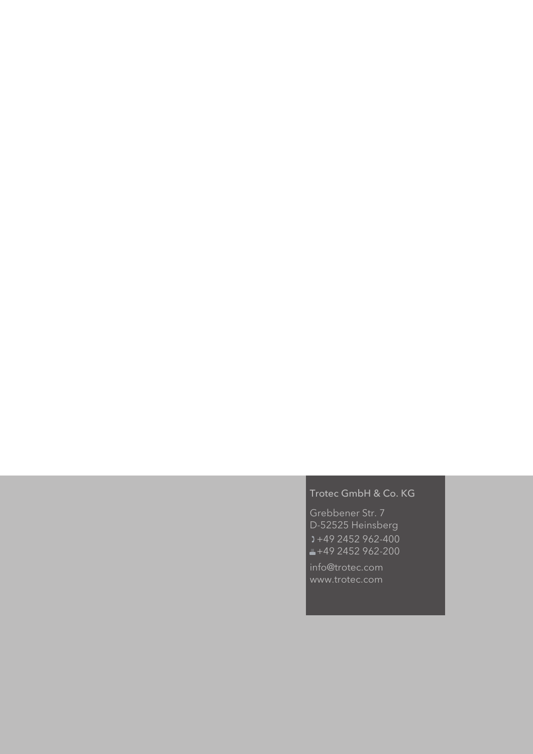Trotec GmbH & Co. KG

Grebbener Str. 7
D-52525 Heinsberg
+49 2452 962-400
+49 2452 962-200

info@trotec.com
www.trotec.com